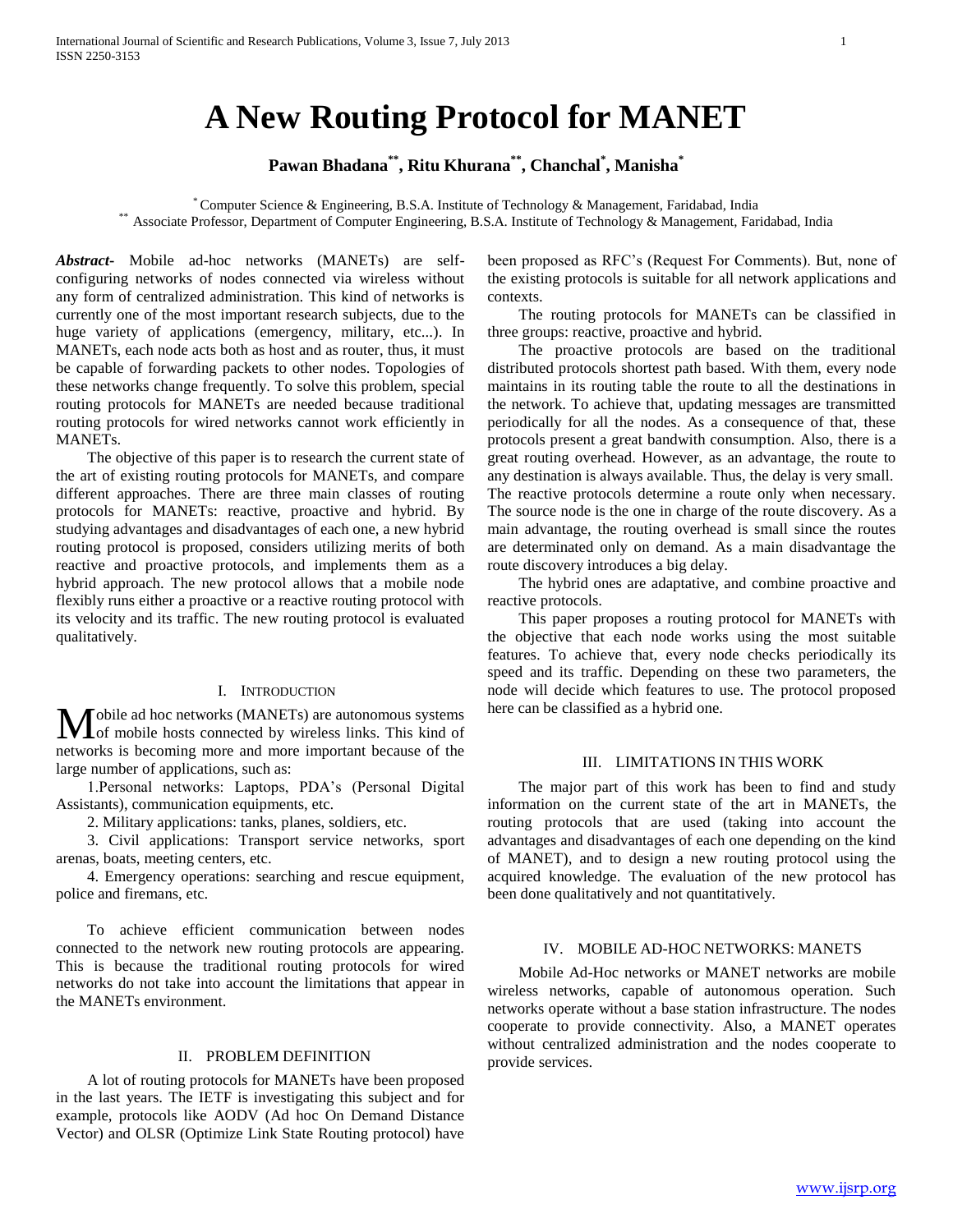# A New Routing Protocol for MANET

**Pawan Bhadana[**], Ritu Khurana[**], Chanchal[*], Manisha[*]**

[*] Computer Science & Engineering, B.S.A. Institute of Technology & Management, Faridabad, India
[**] Associate Professor, Department of Computer Engineering, B.S.A. Institute of Technology & Management, Faridabad, India

***Abstract-*** Mobile ad-hoc networks (MANETs) are self-configuring networks of nodes connected via wireless without any form of centralized administration. This kind of networks is currently one of the most important research subjects, due to the huge variety of applications (emergency, military, etc...). In MANETs, each node acts both as host and as router, thus, it must be capable of forwarding packets to other nodes. Topologies of these networks change frequently. To solve this problem, special routing protocols for MANETs are needed because traditional routing protocols for wired networks cannot work efficiently in MANETs.

The objective of this paper is to research the current state of the art of existing routing protocols for MANETs, and compare different approaches. There are three main classes of routing protocols for MANETs: reactive, proactive and hybrid. By studying advantages and disadvantages of each one, a new hybrid routing protocol is proposed, considers utilizing merits of both reactive and proactive protocols, and implements them as a hybrid approach. The new protocol allows that a mobile node flexibly runs either a proactive or a reactive routing protocol with its velocity and its traffic. The new routing protocol is evaluated qualitatively.

## I. Introduction

Mobile ad hoc networks (MANETs) are autonomous systems of mobile hosts connected by wireless links. This kind of networks is becoming more and more important because of the large number of applications, such as:

1.Personal networks: Laptops, PDA's (Personal Digital Assistants), communication equipments, etc.

2. Military applications: tanks, planes, soldiers, etc.

3. Civil applications: Transport service networks, sport arenas, boats, meeting centers, etc.

4. Emergency operations: searching and rescue equipment, police and firemans, etc.

To achieve efficient communication between nodes connected to the network new routing protocols are appearing. This is because the traditional routing protocols for wired networks do not take into account the limitations that appear in the MANETs environment.

## II. Problem Definition

A lot of routing protocols for MANETs have been proposed in the last years. The IETF is investigating this subject and for example, protocols like AODV (Ad hoc On Demand Distance Vector) and OLSR (Optimize Link State Routing protocol) have been proposed as RFC's (Request For Comments). But, none of the existing protocols is suitable for all network applications and contexts.

The routing protocols for MANETs can be classified in three groups: reactive, proactive and hybrid.

The proactive protocols are based on the traditional distributed protocols shortest path based. With them, every node maintains in its routing table the route to all the destinations in the network. To achieve that, updating messages are transmitted periodically for all the nodes. As a consequence of that, these protocols present a great bandwith consumption. Also, there is a great routing overhead. However, as an advantage, the route to any destination is always available. Thus, the delay is very small. The reactive protocols determine a route only when necessary. The source node is the one in charge of the route discovery. As a main advantage, the routing overhead is small since the routes are determinated only on demand. As a main disadvantage the route discovery introduces a big delay.

The hybrid ones are adaptative, and combine proactive and reactive protocols.

This paper proposes a routing protocol for MANETs with the objective that each node works using the most suitable features. To achieve that, every node checks periodically its speed and its traffic. Depending on these two parameters, the node will decide which features to use. The protocol proposed here can be classified as a hybrid one.

## III. Limitations in This Work

The major part of this work has been to find and study information on the current state of the art in MANETs, the routing protocols that are used (taking into account the advantages and disadvantages of each one depending on the kind of MANET), and to design a new routing protocol using the acquired knowledge. The evaluation of the new protocol has been done qualitatively and not quantitatively.

## IV. Mobile Ad-Hoc Networks: MANETs

Mobile Ad-Hoc networks or MANET networks are mobile wireless networks, capable of autonomous operation. Such networks operate without a base station infrastructure. The nodes cooperate to provide connectivity. Also, a MANET operates without centralized administration and the nodes cooperate to provide services.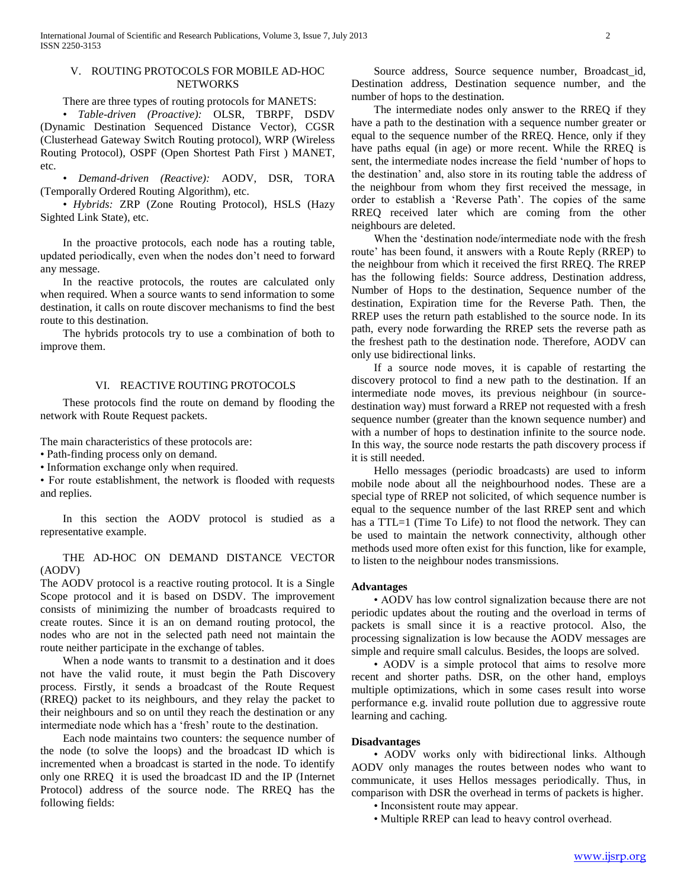## V. ROUTING PROTOCOLS FOR MOBILE AD-HOC NETWORKS

There are three types of routing protocols for MANETS:

- *Table-driven (Proactive):* OLSR, TBRPF, DSDV (Dynamic Destination Sequenced Distance Vector), CGSR (Clusterhead Gateway Switch Routing protocol), WRP (Wireless Routing Protocol), OSPF (Open Shortest Path First ) MANET, etc.
- *Demand-driven (Reactive):* AODV, DSR, TORA (Temporally Ordered Routing Algorithm), etc.
- *Hybrids:* ZRP (Zone Routing Protocol), HSLS (Hazy Sighted Link State), etc.

In the proactive protocols, each node has a routing table, updated periodically, even when the nodes don't need to forward any message.

In the reactive protocols, the routes are calculated only when required. When a source wants to send information to some destination, it calls on route discover mechanisms to find the best route to this destination.

The hybrids protocols try to use a combination of both to improve them.

## VI. REACTIVE ROUTING PROTOCOLS

These protocols find the route on demand by flooding the network with Route Request packets.

The main characteristics of these protocols are:

- Path-finding process only on demand.
- Information exchange only when required.
- For route establishment, the network is flooded with requests and replies.

In this section the AODV protocol is studied as a representative example.

### THE AD-HOC ON DEMAND DISTANCE VECTOR (AODV)

The AODV protocol is a reactive routing protocol. It is a Single Scope protocol and it is based on DSDV. The improvement consists of minimizing the number of broadcasts required to create routes. Since it is an on demand routing protocol, the nodes who are not in the selected path need not maintain the route neither participate in the exchange of tables.

When a node wants to transmit to a destination and it does not have the valid route, it must begin the Path Discovery process. Firstly, it sends a broadcast of the Route Request (RREQ) packet to its neighbours, and they relay the packet to their neighbours and so on until they reach the destination or any intermediate node which has a 'fresh' route to the destination.

Each node maintains two counters: the sequence number of the node (to solve the loops) and the broadcast ID which is incremented when a broadcast is started in the node. To identify only one RREQ it is used the broadcast ID and the IP (Internet Protocol) address of the source node. The RREQ has the following fields:

Source address, Source sequence number, Broadcast_id, Destination address, Destination sequence number, and the number of hops to the destination.

The intermediate nodes only answer to the RREQ if they have a path to the destination with a sequence number greater or equal to the sequence number of the RREQ. Hence, only if they have paths equal (in age) or more recent. While the RREQ is sent, the intermediate nodes increase the field 'number of hops to the destination' and, also store in its routing table the address of the neighbour from whom they first received the message, in order to establish a 'Reverse Path'. The copies of the same RREQ received later which are coming from the other neighbours are deleted.

When the 'destination node/intermediate node with the fresh route' has been found, it answers with a Route Reply (RREP) to the neighbour from which it received the first RREQ. The RREP has the following fields: Source address, Destination address, Number of Hops to the destination, Sequence number of the destination, Expiration time for the Reverse Path. Then, the RREP uses the return path established to the source node. In its path, every node forwarding the RREP sets the reverse path as the freshest path to the destination node. Therefore, AODV can only use bidirectional links.

If a source node moves, it is capable of restarting the discovery protocol to find a new path to the destination. If an intermediate node moves, its previous neighbour (in source-destination way) must forward a RREP not requested with a fresh sequence number (greater than the known sequence number) and with a number of hops to destination infinite to the source node. In this way, the source node restarts the path discovery process if it is still needed.

Hello messages (periodic broadcasts) are used to inform mobile node about all the neighbourhood nodes. These are a special type of RREP not solicited, of which sequence number is equal to the sequence number of the last RREP sent and which has a TTL=1 (Time To Life) to not flood the network. They can be used to maintain the network connectivity, although other methods used more often exist for this function, like for example, to listen to the neighbour nodes transmissions.

**Advantages**

- AODV has low control signalization because there are not periodic updates about the routing and the overload in terms of packets is small since it is a reactive protocol. Also, the processing signalization is low because the AODV messages are simple and require small calculus. Besides, the loops are solved.
- AODV is a simple protocol that aims to resolve more recent and shorter paths. DSR, on the other hand, employs multiple optimizations, which in some cases result into worse performance e.g. invalid route pollution due to aggressive route learning and caching.

**Disadvantages**

- AODV works only with bidirectional links. Although AODV only manages the routes between nodes who want to communicate, it uses Hellos messages periodically. Thus, in comparison with DSR the overhead in terms of packets is higher.
- Inconsistent route may appear.
- Multiple RREP can lead to heavy control overhead.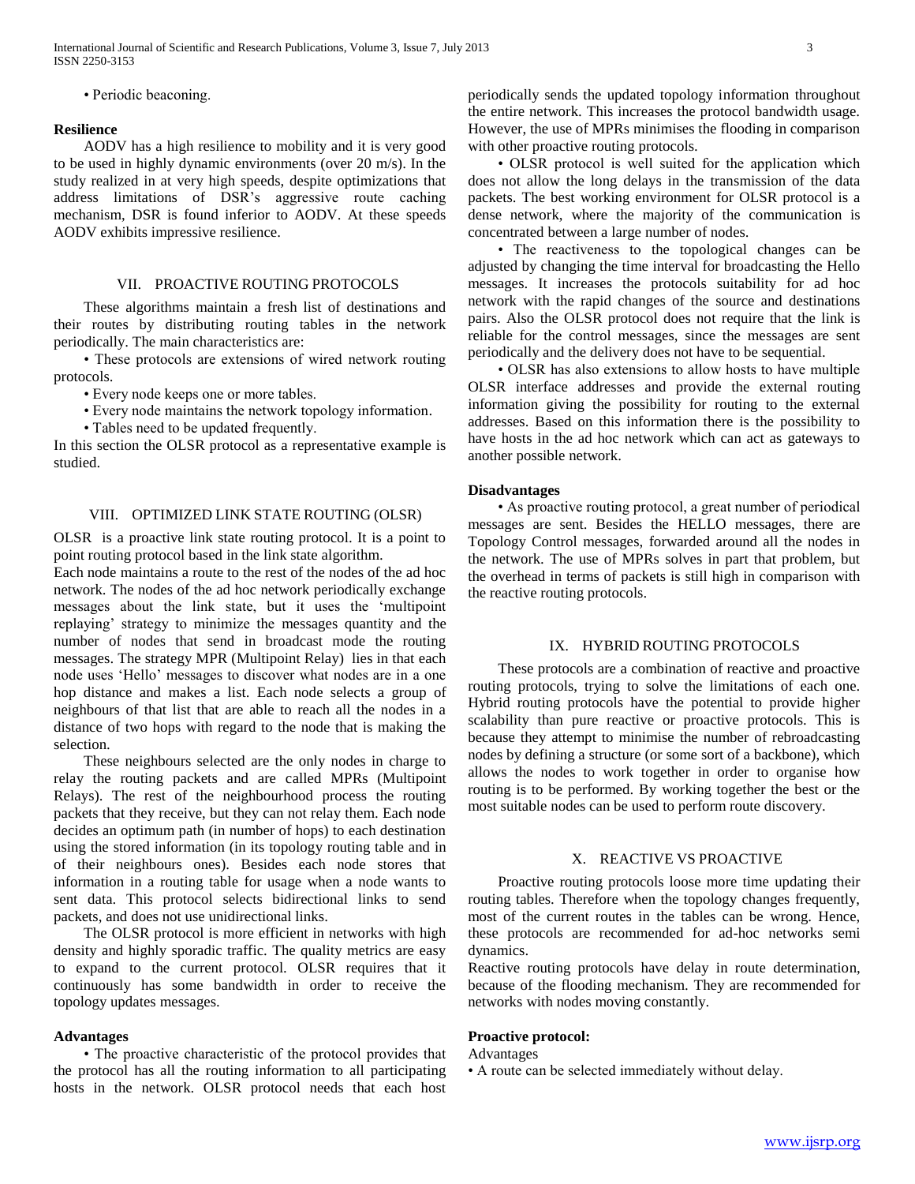• Periodic beaconing.

**Resilience**

AODV has a high resilience to mobility and it is very good to be used in highly dynamic environments (over 20 m/s). In the study realized in at very high speeds, despite optimizations that address limitations of DSR's aggressive route caching mechanism, DSR is found inferior to AODV. At these speeds AODV exhibits impressive resilience.

## VII. PROACTIVE ROUTING PROTOCOLS

These algorithms maintain a fresh list of destinations and their routes by distributing routing tables in the network periodically. The main characteristics are:

• These protocols are extensions of wired network routing protocols.

• Every node keeps one or more tables.

• Every node maintains the network topology information.

• Tables need to be updated frequently.

In this section the OLSR protocol as a representative example is studied.

## VIII. OPTIMIZED LINK STATE ROUTING (OLSR)

OLSR is a proactive link state routing protocol. It is a point to point routing protocol based in the link state algorithm.

Each node maintains a route to the rest of the nodes of the ad hoc network. The nodes of the ad hoc network periodically exchange messages about the link state, but it uses the 'multipoint replaying' strategy to minimize the messages quantity and the number of nodes that send in broadcast mode the routing messages. The strategy MPR (Multipoint Relay) lies in that each node uses 'Hello' messages to discover what nodes are in a one hop distance and makes a list. Each node selects a group of neighbours of that list that are able to reach all the nodes in a distance of two hops with regard to the node that is making the selection.

These neighbours selected are the only nodes in charge to relay the routing packets and are called MPRs (Multipoint Relays). The rest of the neighbourhood process the routing packets that they receive, but they can not relay them. Each node decides an optimum path (in number of hops) to each destination using the stored information (in its topology routing table and in of their neighbours ones). Besides each node stores that information in a routing table for usage when a node wants to sent data. This protocol selects bidirectional links to send packets, and does not use unidirectional links.

The OLSR protocol is more efficient in networks with high density and highly sporadic traffic. The quality metrics are easy to expand to the current protocol. OLSR requires that it continuously has some bandwidth in order to receive the topology updates messages.

**Advantages**

• The proactive characteristic of the protocol provides that the protocol has all the routing information to all participating hosts in the network. OLSR protocol needs that each host periodically sends the updated topology information throughout the entire network. This increases the protocol bandwidth usage. However, the use of MPRs minimises the flooding in comparison with other proactive routing protocols.

• OLSR protocol is well suited for the application which does not allow the long delays in the transmission of the data packets. The best working environment for OLSR protocol is a dense network, where the majority of the communication is concentrated between a large number of nodes.

• The reactiveness to the topological changes can be adjusted by changing the time interval for broadcasting the Hello messages. It increases the protocols suitability for ad hoc network with the rapid changes of the source and destinations pairs. Also the OLSR protocol does not require that the link is reliable for the control messages, since the messages are sent periodically and the delivery does not have to be sequential.

• OLSR has also extensions to allow hosts to have multiple OLSR interface addresses and provide the external routing information giving the possibility for routing to the external addresses. Based on this information there is the possibility to have hosts in the ad hoc network which can act as gateways to another possible network.

**Disadvantages**

• As proactive routing protocol, a great number of periodical messages are sent. Besides the HELLO messages, there are Topology Control messages, forwarded around all the nodes in the network. The use of MPRs solves in part that problem, but the overhead in terms of packets is still high in comparison with the reactive routing protocols.

## IX. HYBRID ROUTING PROTOCOLS

These protocols are a combination of reactive and proactive routing protocols, trying to solve the limitations of each one. Hybrid routing protocols have the potential to provide higher scalability than pure reactive or proactive protocols. This is because they attempt to minimise the number of rebroadcasting nodes by defining a structure (or some sort of a backbone), which allows the nodes to work together in order to organise how routing is to be performed. By working together the best or the most suitable nodes can be used to perform route discovery.

## X. REACTIVE VS PROACTIVE

Proactive routing protocols loose more time updating their routing tables. Therefore when the topology changes frequently, most of the current routes in the tables can be wrong. Hence, these protocols are recommended for ad-hoc networks semi dynamics.

Reactive routing protocols have delay in route determination, because of the flooding mechanism. They are recommended for networks with nodes moving constantly.

**Proactive protocol:**

Advantages

• A route can be selected immediately without delay.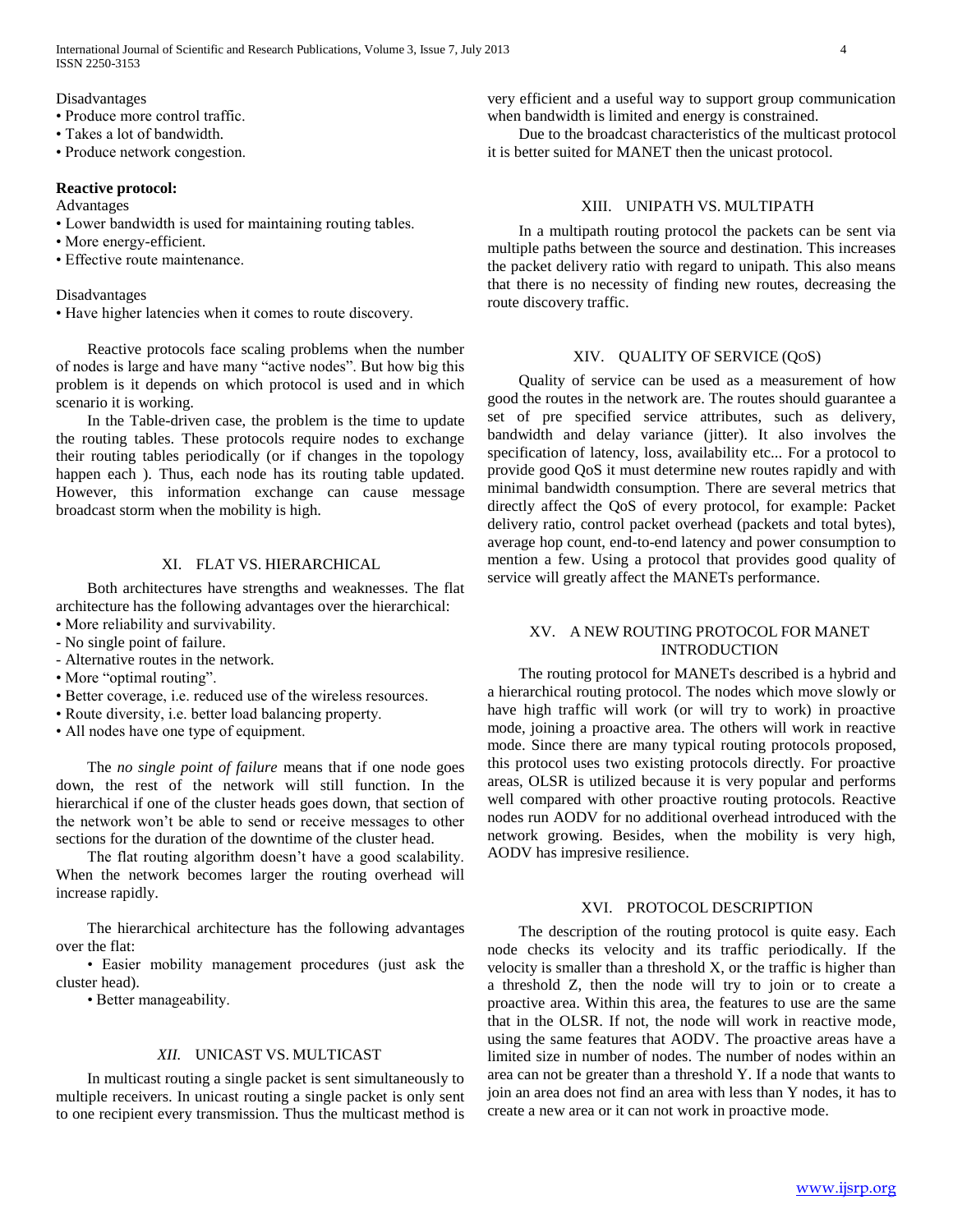Disadvantages

- Produce more control traffic.
- Takes a lot of bandwidth.
- Produce network congestion.

**Reactive protocol:**

Advantages

- Lower bandwidth is used for maintaining routing tables.
- More energy-efficient.
- Effective route maintenance.

Disadvantages

- Have higher latencies when it comes to route discovery.

Reactive protocols face scaling problems when the number of nodes is large and have many "active nodes". But how big this problem is it depends on which protocol is used and in which scenario it is working.

In the Table-driven case, the problem is the time to update the routing tables. These protocols require nodes to exchange their routing tables periodically (or if changes in the topology happen each ). Thus, each node has its routing table updated. However, this information exchange can cause message broadcast storm when the mobility is high.

## XI. FLAT VS. HIERARCHICAL

Both architectures have strengths and weaknesses. The flat architecture has the following advantages over the hierarchical:

- More reliability and survivability.
  - No single point of failure.
  - Alternative routes in the network.
- More "optimal routing".
- Better coverage, i.e. reduced use of the wireless resources.
- Route diversity, i.e. better load balancing property.
- All nodes have one type of equipment.

The *no single point of failure* means that if one node goes down, the rest of the network will still function. In the hierarchical if one of the cluster heads goes down, that section of the network won't be able to send or receive messages to other sections for the duration of the downtime of the cluster head.

The flat routing algorithm doesn't have a good scalability. When the network becomes larger the routing overhead will increase rapidly.

The hierarchical architecture has the following advantages over the flat:

- Easier mobility management procedures (just ask the cluster head).
- Better manageability.

## *XII.* UNICAST VS. MULTICAST

In multicast routing a single packet is sent simultaneously to multiple receivers. In unicast routing a single packet is only sent to one recipient every transmission. Thus the multicast method is very efficient and a useful way to support group communication when bandwidth is limited and energy is constrained.

Due to the broadcast characteristics of the multicast protocol it is better suited for MANET then the unicast protocol.

## XIII. UNIPATH VS. MULTIPATH

In a multipath routing protocol the packets can be sent via multiple paths between the source and destination. This increases the packet delivery ratio with regard to unipath. This also means that there is no necessity of finding new routes, decreasing the route discovery traffic.

## XIV. QUALITY OF SERVICE (QOS)

Quality of service can be used as a measurement of how good the routes in the network are. The routes should guarantee a set of pre specified service attributes, such as delivery, bandwidth and delay variance (jitter). It also involves the specification of latency, loss, availability etc... For a protocol to provide good QoS it must determine new routes rapidly and with minimal bandwidth consumption. There are several metrics that directly affect the QoS of every protocol, for example: Packet delivery ratio, control packet overhead (packets and total bytes), average hop count, end-to-end latency and power consumption to mention a few. Using a protocol that provides good quality of service will greatly affect the MANETs performance.

## XV. A NEW ROUTING PROTOCOL FOR MANET INTRODUCTION

The routing protocol for MANETs described is a hybrid and a hierarchical routing protocol. The nodes which move slowly or have high traffic will work (or will try to work) in proactive mode, joining a proactive area. The others will work in reactive mode. Since there are many typical routing protocols proposed, this protocol uses two existing protocols directly. For proactive areas, OLSR is utilized because it is very popular and performs well compared with other proactive routing protocols. Reactive nodes run AODV for no additional overhead introduced with the network growing. Besides, when the mobility is very high, AODV has impresive resilience.

## XVI. PROTOCOL DESCRIPTION

The description of the routing protocol is quite easy. Each node checks its velocity and its traffic periodically. If the velocity is smaller than a threshold X, or the traffic is higher than a threshold Z, then the node will try to join or to create a proactive area. Within this area, the features to use are the same that in the OLSR. If not, the node will work in reactive mode, using the same features that AODV. The proactive areas have a limited size in number of nodes. The number of nodes within an area can not be greater than a threshold Y. If a node that wants to join an area does not find an area with less than Y nodes, it has to create a new area or it can not work in proactive mode.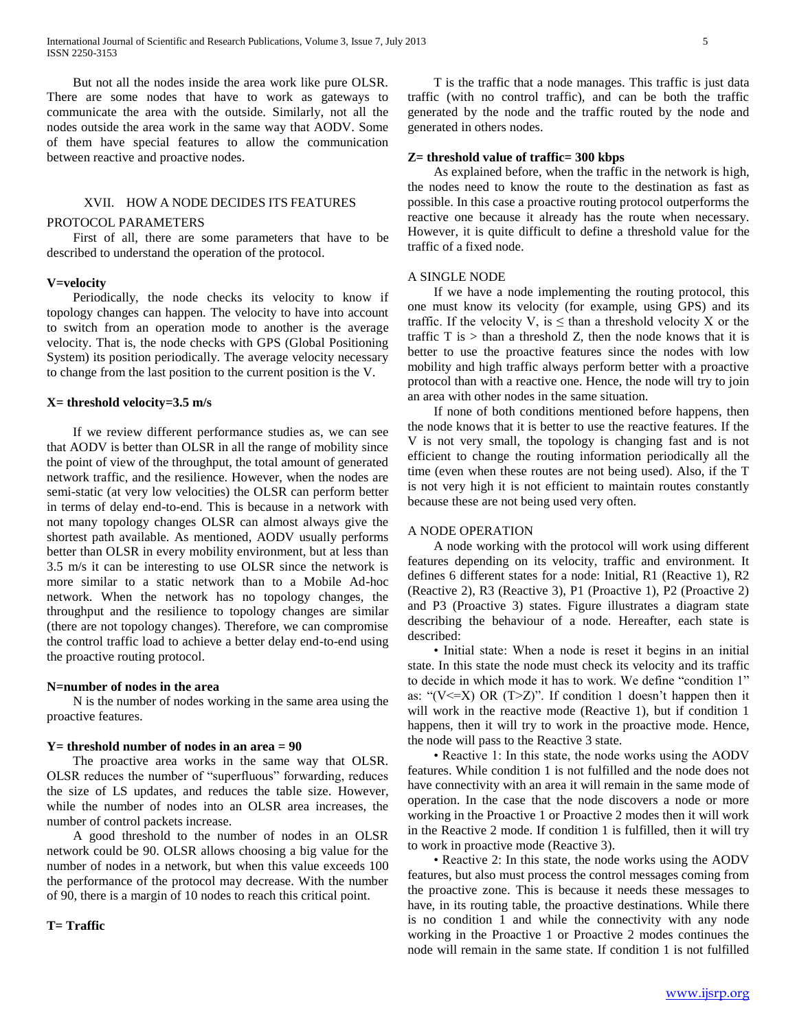But not all the nodes inside the area work like pure OLSR. There are some nodes that have to work as gateways to communicate the area with the outside. Similarly, not all the nodes outside the area work in the same way that AODV. Some of them have special features to allow the communication between reactive and proactive nodes.

## XVII. How a Node Decides Its Features

### Protocol Parameters

First of all, there are some parameters that have to be described to understand the operation of the protocol.

**V=velocity**

Periodically, the node checks its velocity to know if topology changes can happen. The velocity to have into account to switch from an operation mode to another is the average velocity. That is, the node checks with GPS (Global Positioning System) its position periodically. The average velocity necessary to change from the last position to the current position is the V.

**X= threshold velocity=3.5 m/s**

If we review different performance studies as, we can see that AODV is better than OLSR in all the range of mobility since the point of view of the throughput, the total amount of generated network traffic, and the resilience. However, when the nodes are semi-static (at very low velocities) the OLSR can perform better in terms of delay end-to-end. This is because in a network with not many topology changes OLSR can almost always give the shortest path available. As mentioned, AODV usually performs better than OLSR in every mobility environment, but at less than 3.5 m/s it can be interesting to use OLSR since the network is more similar to a static network than to a Mobile Ad-hoc network. When the network has no topology changes, the throughput and the resilience to topology changes are similar (there are not topology changes). Therefore, we can compromise the control traffic load to achieve a better delay end-to-end using the proactive routing protocol.

**N=number of nodes in the area**

N is the number of nodes working in the same area using the proactive features.

**Y= threshold number of nodes in an area = 90**

The proactive area works in the same way that OLSR. OLSR reduces the number of "superfluous" forwarding, reduces the size of LS updates, and reduces the table size. However, while the number of nodes into an OLSR area increases, the number of control packets increase.

A good threshold to the number of nodes in an OLSR network could be 90. OLSR allows choosing a big value for the number of nodes in a network, but when this value exceeds 100 the performance of the protocol may decrease. With the number of 90, there is a margin of 10 nodes to reach this critical point.

**T= Traffic**

T is the traffic that a node manages. This traffic is just data traffic (with no control traffic), and can be both the traffic generated by the node and the traffic routed by the node and generated in others nodes.

**Z= threshold value of traffic= 300 kbps**

As explained before, when the traffic in the network is high, the nodes need to know the route to the destination as fast as possible. In this case a proactive routing protocol outperforms the reactive one because it already has the route when necessary. However, it is quite difficult to define a threshold value for the traffic of a fixed node.

### A Single Node

If we have a node implementing the routing protocol, this one must know its velocity (for example, using GPS) and its traffic. If the velocity V, is ≤ than a threshold velocity X or the traffic T is > than a threshold Z, then the node knows that it is better to use the proactive features since the nodes with low mobility and high traffic always perform better with a proactive protocol than with a reactive one. Hence, the node will try to join an area with other nodes in the same situation.

If none of both conditions mentioned before happens, then the node knows that it is better to use the reactive features. If the V is not very small, the topology is changing fast and is not efficient to change the routing information periodically all the time (even when these routes are not being used). Also, if the T is not very high it is not efficient to maintain routes constantly because these are not being used very often.

### A Node Operation

A node working with the protocol will work using different features depending on its velocity, traffic and environment. It defines 6 different states for a node: Initial, R1 (Reactive 1), R2 (Reactive 2), R3 (Reactive 3), P1 (Proactive 1), P2 (Proactive 2) and P3 (Proactive 3) states. Figure illustrates a diagram state describing the behaviour of a node. Hereafter, each state is described:

- Initial state: When a node is reset it begins in an initial state. In this state the node must check its velocity and its traffic to decide in which mode it has to work. We define "condition 1" as: "(V<=X) OR (T>Z)". If condition 1 doesn't happen then it will work in the reactive mode (Reactive 1), but if condition 1 happens, then it will try to work in the proactive mode. Hence, the node will pass to the Reactive 3 state.
- Reactive 1: In this state, the node works using the AODV features. While condition 1 is not fulfilled and the node does not have connectivity with an area it will remain in the same mode of operation. In the case that the node discovers a node or more working in the Proactive 1 or Proactive 2 modes then it will work in the Reactive 2 mode. If condition 1 is fulfilled, then it will try to work in proactive mode (Reactive 3).
- Reactive 2: In this state, the node works using the AODV features, but also must process the control messages coming from the proactive zone. This is because it needs these messages to have, in its routing table, the proactive destinations. While there is no condition 1 and while the connectivity with any node working in the Proactive 1 or Proactive 2 modes continues the node will remain in the same state. If condition 1 is not fulfilled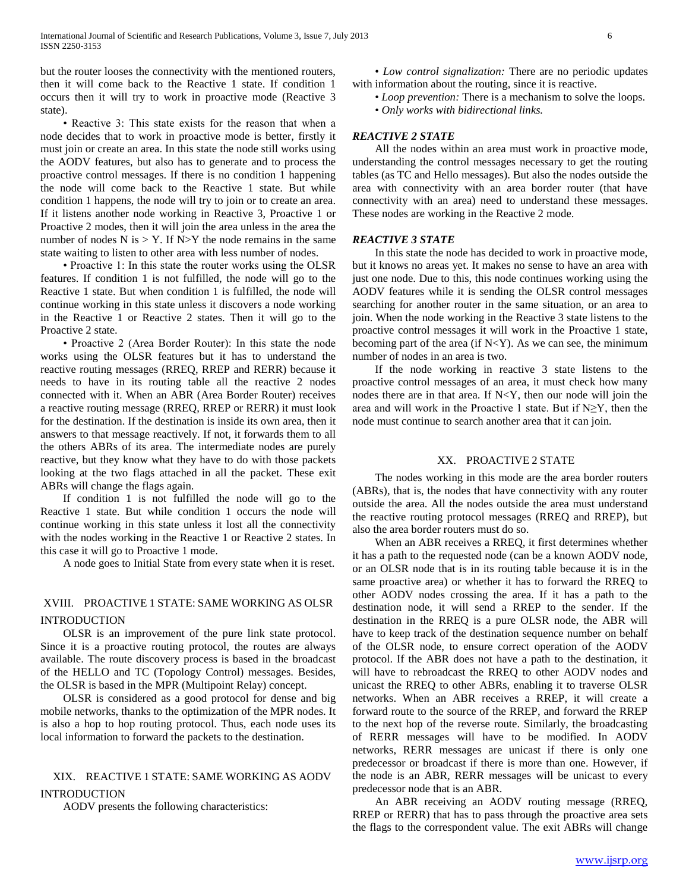but the router looses the connectivity with the mentioned routers, then it will come back to the Reactive 1 state. If condition 1 occurs then it will try to work in proactive mode (Reactive 3 state).

• Reactive 3: This state exists for the reason that when a node decides that to work in proactive mode is better, firstly it must join or create an area. In this state the node still works using the AODV features, but also has to generate and to process the proactive control messages. If there is no condition 1 happening the node will come back to the Reactive 1 state. But while condition 1 happens, the node will try to join or to create an area. If it listens another node working in Reactive 3, Proactive 1 or Proactive 2 modes, then it will join the area unless in the area the number of nodes N is > Y. If N>Y the node remains in the same state waiting to listen to other area with less number of nodes.

• Proactive 1: In this state the router works using the OLSR features. If condition 1 is not fulfilled, the node will go to the Reactive 1 state. But when condition 1 is fulfilled, the node will continue working in this state unless it discovers a node working in the Reactive 1 or Reactive 2 states. Then it will go to the Proactive 2 state.

• Proactive 2 (Area Border Router): In this state the node works using the OLSR features but it has to understand the reactive routing messages (RREQ, RREP and RERR) because it needs to have in its routing table all the reactive 2 nodes connected with it. When an ABR (Area Border Router) receives a reactive routing message (RREQ, RREP or RERR) it must look for the destination. If the destination is inside its own area, then it answers to that message reactively. If not, it forwards them to all the others ABRs of its area. The intermediate nodes are purely reactive, but they know what they have to do with those packets looking at the two flags attached in all the packet. These exit ABRs will change the flags again.

If condition 1 is not fulfilled the node will go to the Reactive 1 state. But while condition 1 occurs the node will continue working in this state unless it lost all the connectivity with the nodes working in the Reactive 1 or Reactive 2 states. In this case it will go to Proactive 1 mode.

A node goes to Initial State from every state when it is reset.

# XVIII. PROACTIVE 1 STATE: SAME WORKING AS OLSR

## INTRODUCTION

OLSR is an improvement of the pure link state protocol. Since it is a proactive routing protocol, the routes are always available. The route discovery process is based in the broadcast of the HELLO and TC (Topology Control) messages. Besides, the OLSR is based in the MPR (Multipoint Relay) concept.

OLSR is considered as a good protocol for dense and big mobile networks, thanks to the optimization of the MPR nodes. It is also a hop to hop routing protocol. Thus, each node uses its local information to forward the packets to the destination.

# XIX. REACTIVE 1 STATE: SAME WORKING AS AODV

## INTRODUCTION

AODV presents the following characteristics:

• *Low control signalization:* There are no periodic updates with information about the routing, since it is reactive.

• *Loop prevention:* There is a mechanism to solve the loops.

• *Only works with bidirectional links.*

### *REACTIVE 2 STATE*

All the nodes within an area must work in proactive mode, understanding the control messages necessary to get the routing tables (as TC and Hello messages). But also the nodes outside the area with connectivity with an area border router (that have connectivity with an area) need to understand these messages. These nodes are working in the Reactive 2 mode.

### *REACTIVE 3 STATE*

In this state the node has decided to work in proactive mode, but it knows no areas yet. It makes no sense to have an area with just one node. Due to this, this node continues working using the AODV features while it is sending the OLSR control messages searching for another router in the same situation, or an area to join. When the node working in the Reactive 3 state listens to the proactive control messages it will work in the Proactive 1 state, becoming part of the area (if N<Y). As we can see, the minimum number of nodes in an area is two.

If the node working in reactive 3 state listens to the proactive control messages of an area, it must check how many nodes there are in that area. If N<Y, then our node will join the area and will work in the Proactive 1 state. But if N≥Y, then the node must continue to search another area that it can join.

# XX. PROACTIVE 2 STATE

The nodes working in this mode are the area border routers (ABRs), that is, the nodes that have connectivity with any router outside the area. All the nodes outside the area must understand the reactive routing protocol messages (RREQ and RREP), but also the area border routers must do so.

When an ABR receives a RREQ, it first determines whether it has a path to the requested node (can be a known AODV node, or an OLSR node that is in its routing table because it is in the same proactive area) or whether it has to forward the RREQ to other AODV nodes crossing the area. If it has a path to the destination node, it will send a RREP to the sender. If the destination in the RREQ is a pure OLSR node, the ABR will have to keep track of the destination sequence number on behalf of the OLSR node, to ensure correct operation of the AODV protocol. If the ABR does not have a path to the destination, it will have to rebroadcast the RREQ to other AODV nodes and unicast the RREQ to other ABRs, enabling it to traverse OLSR networks. When an ABR receives a RREP, it will create a forward route to the source of the RREP, and forward the RREP to the next hop of the reverse route. Similarly, the broadcasting of RERR messages will have to be modified. In AODV networks, RERR messages are unicast if there is only one predecessor or broadcast if there is more than one. However, if the node is an ABR, RERR messages will be unicast to every predecessor node that is an ABR.

An ABR receiving an AODV routing message (RREQ, RREP or RERR) that has to pass through the proactive area sets the flags to the correspondent value. The exit ABRs will change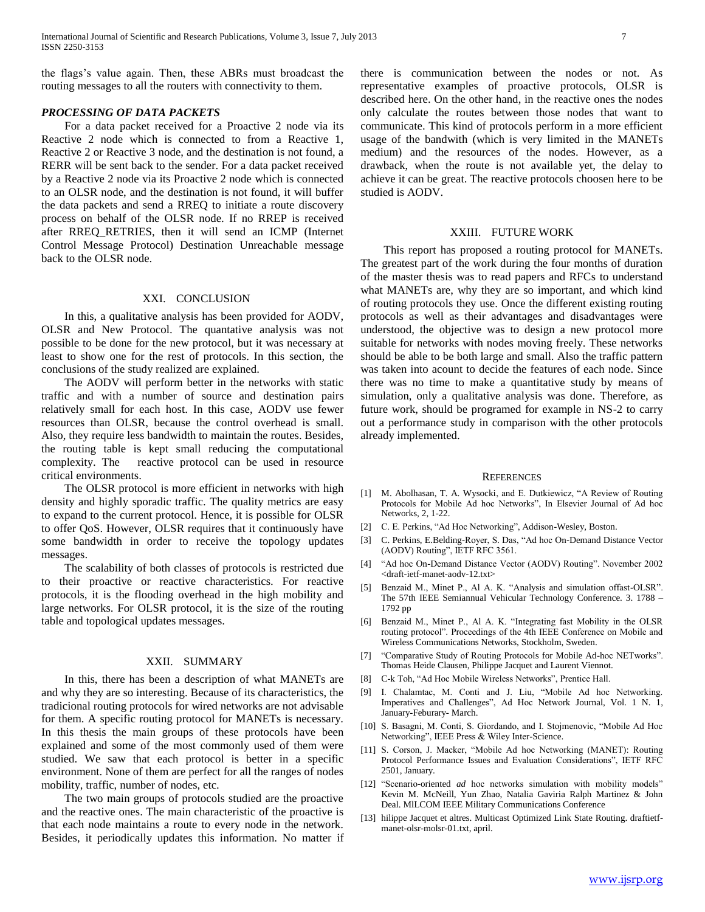the flags's value again. Then, these ABRs must broadcast the routing messages to all the routers with connectivity to them.

***PROCESSING OF DATA PACKETS***

For a data packet received for a Proactive 2 node via its Reactive 2 node which is connected to from a Reactive 1, Reactive 2 or Reactive 3 node, and the destination is not found, a RERR will be sent back to the sender. For a data packet received by a Reactive 2 node via its Proactive 2 node which is connected to an OLSR node, and the destination is not found, it will buffer the data packets and send a RREQ to initiate a route discovery process on behalf of the OLSR node. If no RREP is received after RREQ_RETRIES, then it will send an ICMP (Internet Control Message Protocol) Destination Unreachable message back to the OLSR node.

## XXI. CONCLUSION

In this, a qualitative analysis has been provided for AODV, OLSR and New Protocol. The quantative analysis was not possible to be done for the new protocol, but it was necessary at least to show one for the rest of protocols. In this section, the conclusions of the study realized are explained.

The AODV will perform better in the networks with static traffic and with a number of source and destination pairs relatively small for each host. In this case, AODV use fewer resources than OLSR, because the control overhead is small. Also, they require less bandwidth to maintain the routes. Besides, the routing table is kept small reducing the computational complexity. The reactive protocol can be used in resource critical environments.

The OLSR protocol is more efficient in networks with high density and highly sporadic traffic. The quality metrics are easy to expand to the current protocol. Hence, it is possible for OLSR to offer QoS. However, OLSR requires that it continuously have some bandwidth in order to receive the topology updates messages.

The scalability of both classes of protocols is restricted due to their proactive or reactive characteristics. For reactive protocols, it is the flooding overhead in the high mobility and large networks. For OLSR protocol, it is the size of the routing table and topological updates messages.

## XXII. SUMMARY

In this, there has been a description of what MANETs are and why they are so interesting. Because of its characteristics, the tradicional routing protocols for wired networks are not advisable for them. A specific routing protocol for MANETs is necessary. In this thesis the main groups of these protocols have been explained and some of the most commonly used of them were studied. We saw that each protocol is better in a specific environment. None of them are perfect for all the ranges of nodes mobility, traffic, number of nodes, etc.

The two main groups of protocols studied are the proactive and the reactive ones. The main characteristic of the proactive is that each node maintains a route to every node in the network. Besides, it periodically updates this information. No matter if there is communication between the nodes or not. As representative examples of proactive protocols, OLSR is described here. On the other hand, in the reactive ones the nodes only calculate the routes between those nodes that want to communicate. This kind of protocols perform in a more efficient usage of the bandwith (which is very limited in the MANETs medium) and the resources of the nodes. However, as a drawback, when the route is not available yet, the delay to achieve it can be great. The reactive protocols choosen here to be studied is AODV.

## XXIII. FUTURE WORK

This report has proposed a routing protocol for MANETs. The greatest part of the work during the four months of duration of the master thesis was to read papers and RFCs to understand what MANETs are, why they are so important, and which kind of routing protocols they use. Once the different existing routing protocols as well as their advantages and disadvantages were understood, the objective was to design a new protocol more suitable for networks with nodes moving freely. These networks should be able to be both large and small. Also the traffic pattern was taken into acount to decide the features of each node. Since there was no time to make a quantitative study by means of simulation, only a qualitative analysis was done. Therefore, as future work, should be programed for example in NS-2 to carry out a performance study in comparison with the other protocols already implemented.

## REFERENCES

[1] M. Abolhasan, T. A. Wysocki, and E. Dutkiewicz, "A Review of Routing Protocols for Mobile Ad hoc Networks", In Elsevier Journal of Ad hoc Networks, 2, 1-22.

[2] C. E. Perkins, "Ad Hoc Networking", Addison-Wesley, Boston.

[3] C. Perkins, E.Belding-Royer, S. Das, "Ad hoc On-Demand Distance Vector (AODV) Routing", IETF RFC 3561.

[4] "Ad hoc On-Demand Distance Vector (AODV) Routing". November 2002 <draft-ietf-manet-aodv-12.txt>

[5] Benzaid M., Minet P., Al A. K. "Analysis and simulation offast-OLSR". The 57th IEEE Semiannual Vehicular Technology Conference. 3. 1788 – 1792 pp

[6] Benzaid M., Minet P., Al A. K. "Integrating fast Mobility in the OLSR routing protocol". Proceedings of the 4th IEEE Conference on Mobile and Wireless Communications Networks, Stockholm, Sweden.

[7] "Comparative Study of Routing Protocols for Mobile Ad-hoc NETworks". Thomas Heide Clausen, Philippe Jacquet and Laurent Viennot.

[8] C-k Toh, "Ad Hoc Mobile Wireless Networks", Prentice Hall.

[9] I. Chalamtac, M. Conti and J. Liu, "Mobile Ad hoc Networking. Imperatives and Challenges", Ad Hoc Network Journal, Vol. 1 N. 1, January-Feburary- March.

[10] S. Basagni, M. Conti, S. Giordando, and I. Stojmenovic, "Mobile Ad Hoc Networking", IEEE Press & Wiley Inter-Science.

[11] S. Corson, J. Macker, "Mobile Ad hoc Networking (MANET): Routing Protocol Performance Issues and Evaluation Considerations", IETF RFC 2501, January.

[12] "Scenario-oriented *ad* hoc networks simulation with mobility models" Kevin M. McNeill, Yun Zhao, Natalia Gaviria Ralph Martinez & John Deal. MILCOM IEEE Military Communications Conference

[13] hilippe Jacquet et altres. Multicast Optimized Link State Routing. draftietf-manet-olsr-molsr-01.txt, april.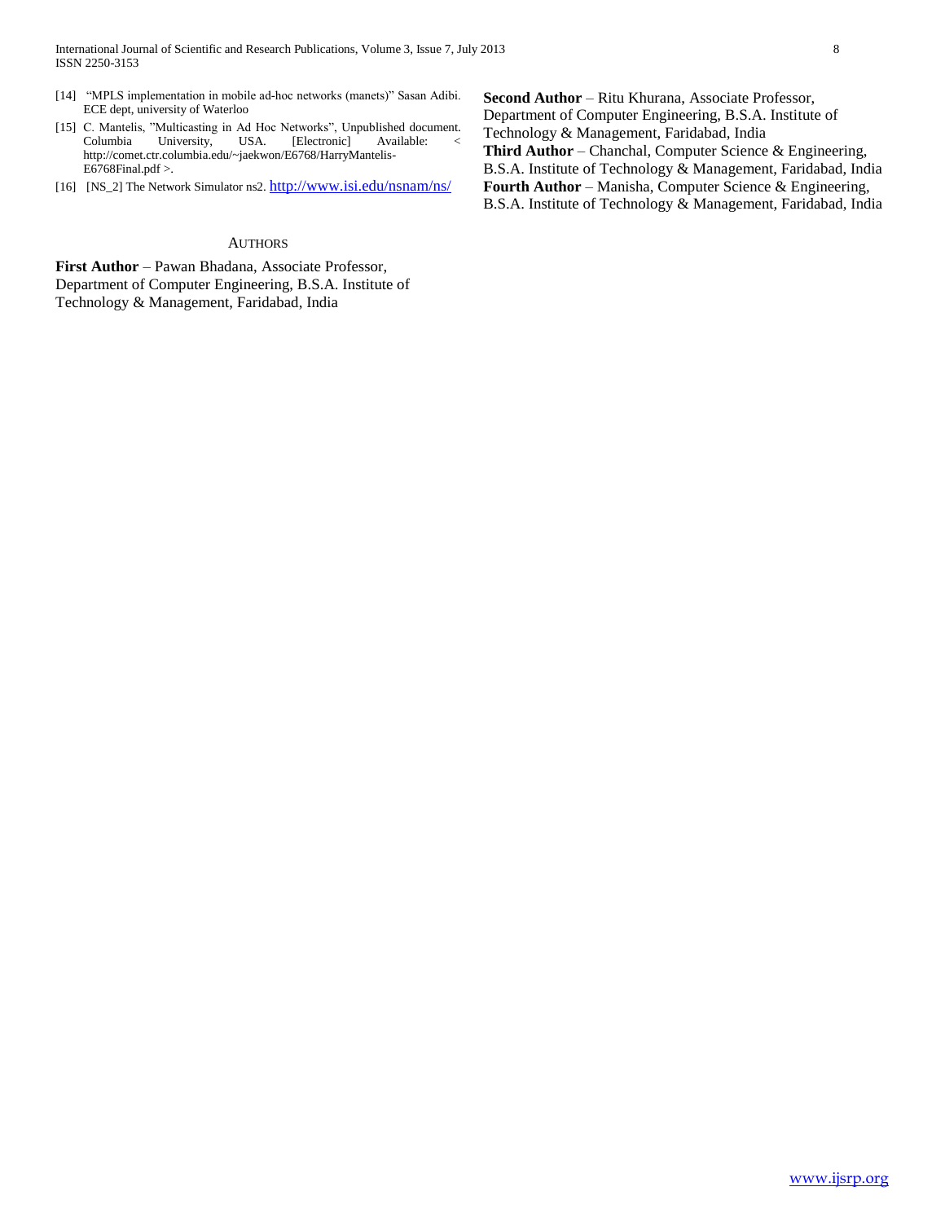[14] "MPLS implementation in mobile ad-hoc networks (manets)" Sasan Adibi. ECE dept, university of Waterloo

[15] C. Mantelis, "Multicasting in Ad Hoc Networks", Unpublished document. Columbia University, USA. [Electronic] Available: < http://comet.ctr.columbia.edu/~jaekwon/E6768/HarryMantelis-E6768Final.pdf >.

[16] [NS_2] The Network Simulator ns2. http://www.isi.edu/nsnam/ns/

## AUTHORS

**First Author** – Pawan Bhadana, Associate Professor, Department of Computer Engineering, B.S.A. Institute of Technology & Management, Faridabad, India

**Second Author** – Ritu Khurana, Associate Professor, Department of Computer Engineering, B.S.A. Institute of Technology & Management, Faridabad, India

**Third Author** – Chanchal, Computer Science & Engineering, B.S.A. Institute of Technology & Management, Faridabad, India

**Fourth Author** – Manisha, Computer Science & Engineering, B.S.A. Institute of Technology & Management, Faridabad, India